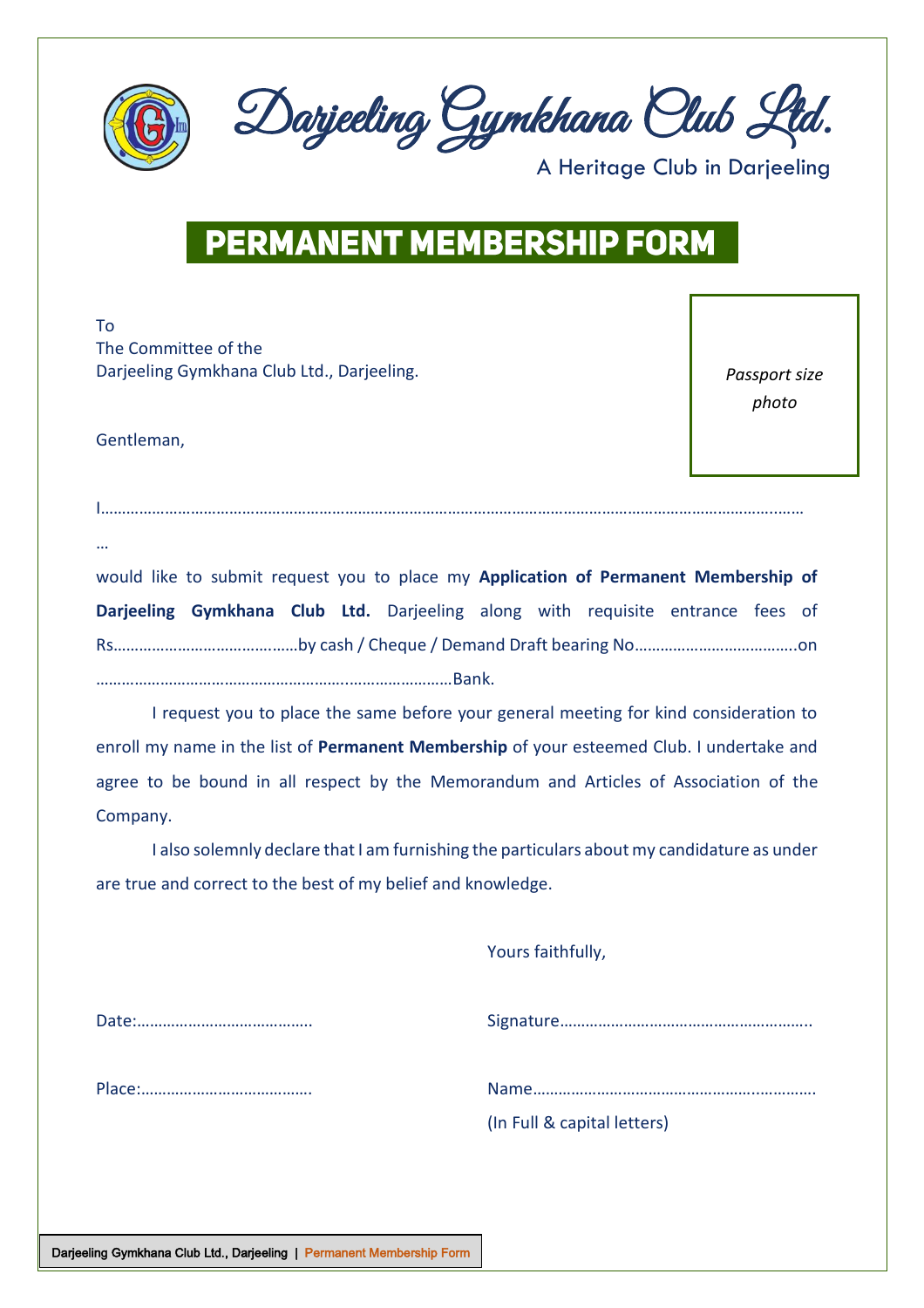# Darjeeling Gymkhana Club Ltd.

A Heritage Club in Darjeeling

## PERMANENT MEMBERSHIP FORM

To
The Committee of the
Darjeeling Gymkhana Club Ltd., Darjeeling.

*Passport size photo*

Gentleman,

I……………………………………………………………………………………………………………………………………………

…

would like to submit request you to place my **Application of Permanent Membership of Darjeeling Gymkhana Club Ltd.** Darjeeling along with requisite entrance fees of Rs…………………………………by cash / Cheque / Demand Draft bearing No………………………………..on ……………………………………………………………………………Bank.

I request you to place the same before your general meeting for kind consideration to enroll my name in the list of **Permanent Membership** of your esteemed Club. I undertake and agree to be bound in all respect by the Memorandum and Articles of Association of the Company.

I also solemnly declare that I am furnishing the particulars about my candidature as under are true and correct to the best of my belief and knowledge.

Yours faithfully,

Date:…………………………………. Signature…………………………………………………..

Place:………………………………… Name…………………………………………………………
(In Full & capital letters)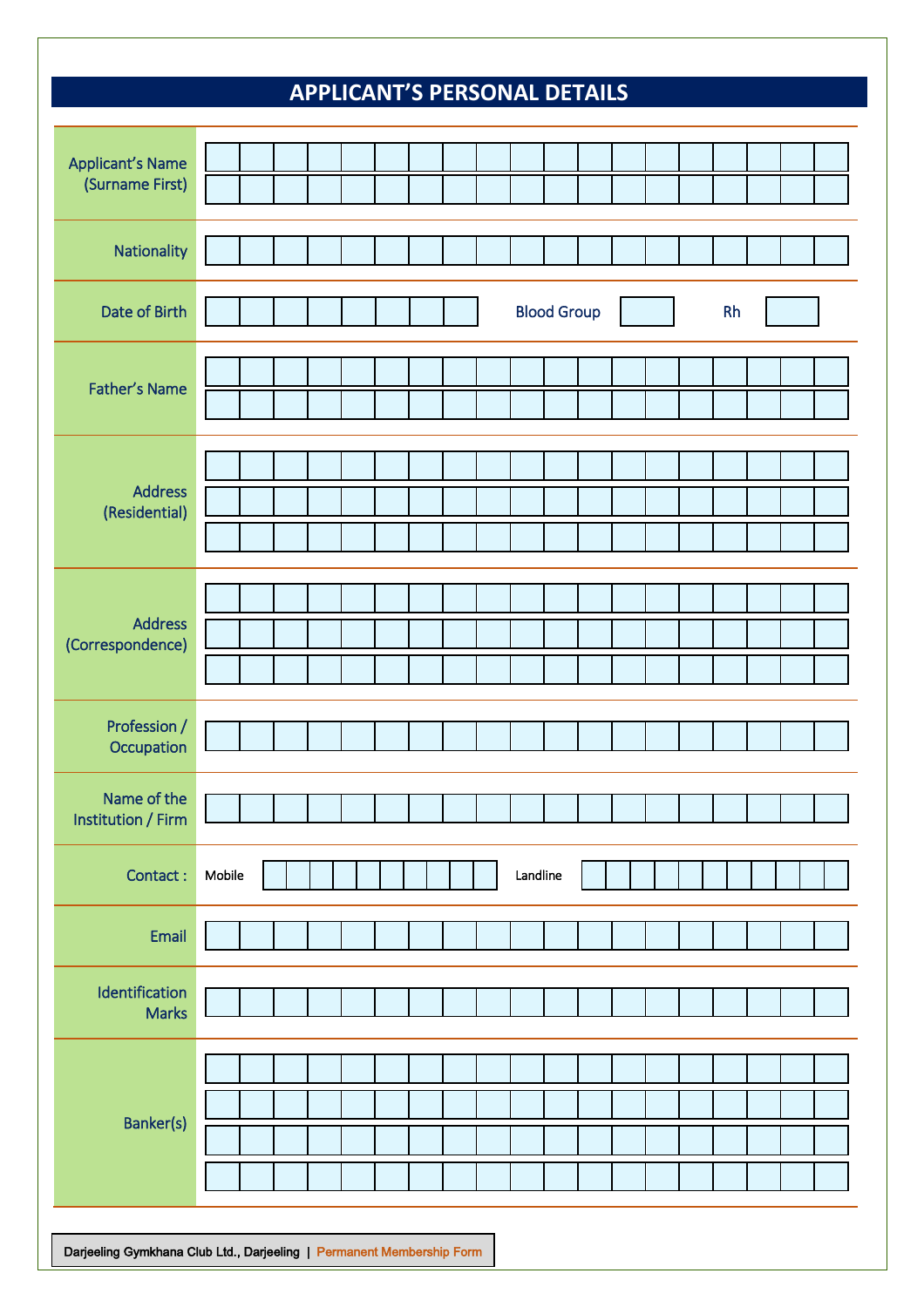## APPLICANT'S PERSONAL DETAILS

| | |
|---|---|
| Applicant's Name (Surname First) | |
| Nationality | |
| Date of Birth | Blood Group Rh |
| Father's Name | |
| Address (Residential) | |
| Address (Correspondence) | |
| Profession / Occupation | |
| Name of the Institution / Firm | |
| Contact : | Mobile Landline |
| Email | |
| Identification Marks | |
| Banker(s) | |

Darjeeling Gymkhana Club Ltd., Darjeeling | Permanent Membership Form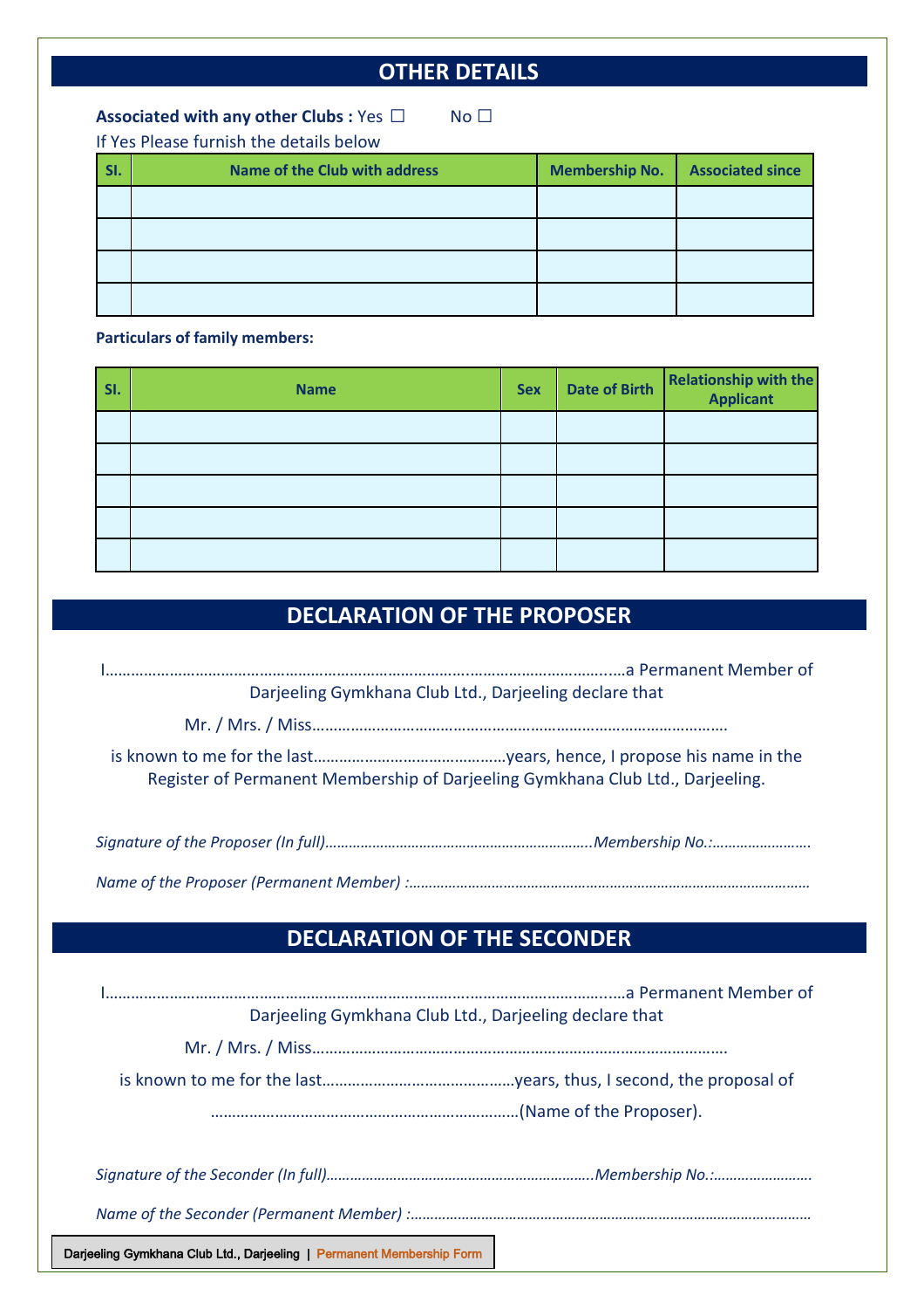## OTHER DETAILS

**Associated with any other Clubs :** Yes ☐ No ☐

If Yes Please furnish the details below

| Sl. | Name of the Club with address | Membership No. | Associated since |
|---|---|---|---|
| | | | |
| | | | |
| | | | |
| | | | |

**Particulars of family members:**

| Sl. | Name | Sex | Date of Birth | Relationship with the Applicant |
|---|---|---|---|---|
| | | | | |
| | | | | |
| | | | | |
| | | | | |
| | | | | |

## DECLARATION OF THE PROPOSER

I……………………………………………………………………………………………………….a Permanent Member of Darjeeling Gymkhana Club Ltd., Darjeeling declare that

Mr. / Mrs. / Miss………………………………………………………………………………….

is known to me for the last……………………………………..years, hence, I propose his name in the Register of Permanent Membership of Darjeeling Gymkhana Club Ltd., Darjeeling.

*Signature of the Proposer (In full)…………………………………………………………..Membership No.:…………………….*

*Name of the Proposer (Permanent Member) :…………………………………………………………………………………………*

## DECLARATION OF THE SECONDER

I……………………………………………………………………………………………………….a Permanent Member of Darjeeling Gymkhana Club Ltd., Darjeeling declare that

Mr. / Mrs. / Miss………………………………………………………………………………….

is known to me for the last……………………………………..years, thus, I second, the proposal of

………………………………………………………………(Name of the Proposer).

*Signature of the Seconder (In full)…………………………………………………………..Membership No.:…………………….*

*Name of the Seconder (Permanent Member) :…………………………………………………………………………………………*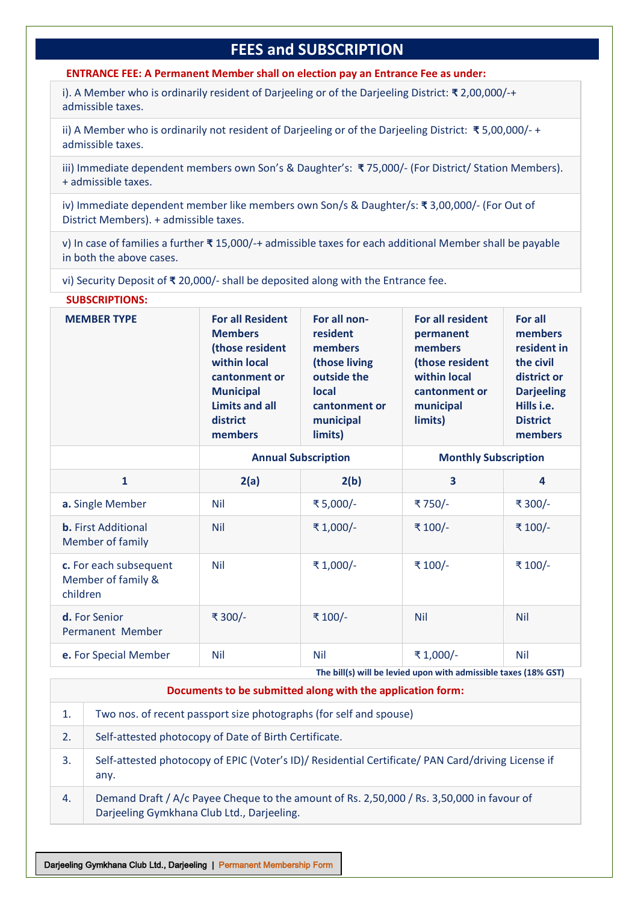# FEES and SUBSCRIPTION

**ENTRANCE FEE: A Permanent Member shall on election pay an Entrance Fee as under:**

i). A Member who is ordinarily resident of Darjeeling or of the Darjeeling District: ₹ 2,00,000/-+ admissible taxes.

ii) A Member who is ordinarily not resident of Darjeeling or of the Darjeeling District: ₹ 5,00,000/- + admissible taxes.

iii) Immediate dependent members own Son's & Daughter's: ₹ 75,000/- (For District/ Station Members). + admissible taxes.

iv) Immediate dependent member like members own Son/s & Daughter/s: ₹ 3,00,000/- (For Out of District Members). + admissible taxes.

v) In case of families a further ₹ 15,000/-+ admissible taxes for each additional Member shall be payable in both the above cases.

vi) Security Deposit of ₹ 20,000/- shall be deposited along with the Entrance fee.

**SUBSCRIPTIONS:**

| MEMBER TYPE | For all Resident Members (those resident within local cantonment or Municipal Limits and all district members | For all non-resident members (those living outside the local cantonment or municipal limits) | For all resident permanent members (those resident within local cantonment or municipal limits) | For all members resident in the civil district or Darjeeling Hills i.e. District members |
|---|---|---|---|---|
| | **Annual Subscription** | | **Monthly Subscription** | |
| **1** | **2(a)** | **2(b)** | **3** | **4** |
| **a.** Single Member | Nil | ₹ 5,000/- | ₹ 750/- | ₹ 300/- |
| **b.** First Additional Member of family | Nil | ₹ 1,000/- | ₹ 100/- | ₹ 100/- |
| **c.** For each subsequent Member of family & children | Nil | ₹ 1,000/- | ₹ 100/- | ₹ 100/- |
| **d.** For Senior Permanent Member | ₹ 300/- | ₹ 100/- | Nil | Nil |
| **e.** For Special Member | Nil | Nil | ₹ 1,000/- | Nil |

**The bill(s) will be levied upon with admissible taxes (18% GST)**

**Documents to be submitted along with the application form:**

| | |
|---|---|
| 1. | Two nos. of recent passport size photographs (for self and spouse) |
| 2. | Self-attested photocopy of Date of Birth Certificate. |
| 3. | Self-attested photocopy of EPIC (Voter's ID)/ Residential Certificate/ PAN Card/driving License if any. |
| 4. | Demand Draft / A/c Payee Cheque to the amount of Rs. 2,50,000 / Rs. 3,50,000 in favour of Darjeeling Gymkhana Club Ltd., Darjeeling. |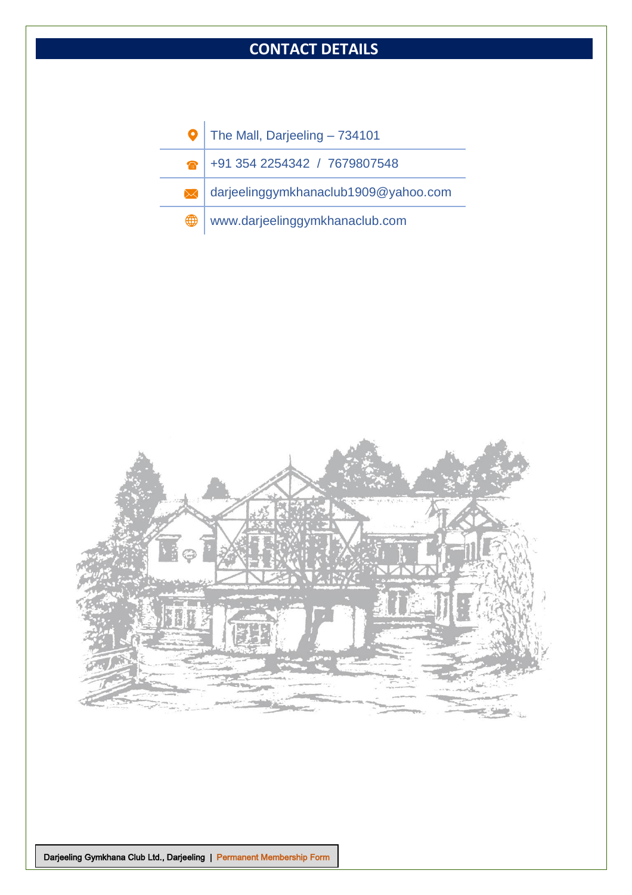## CONTACT DETAILS

The Mall, Darjeeling – 734101

+91 354 2254342 / 7679807548

darjeelinggymkhanaclub1909@yahoo.com

www.darjeelinggymkhanaclub.com